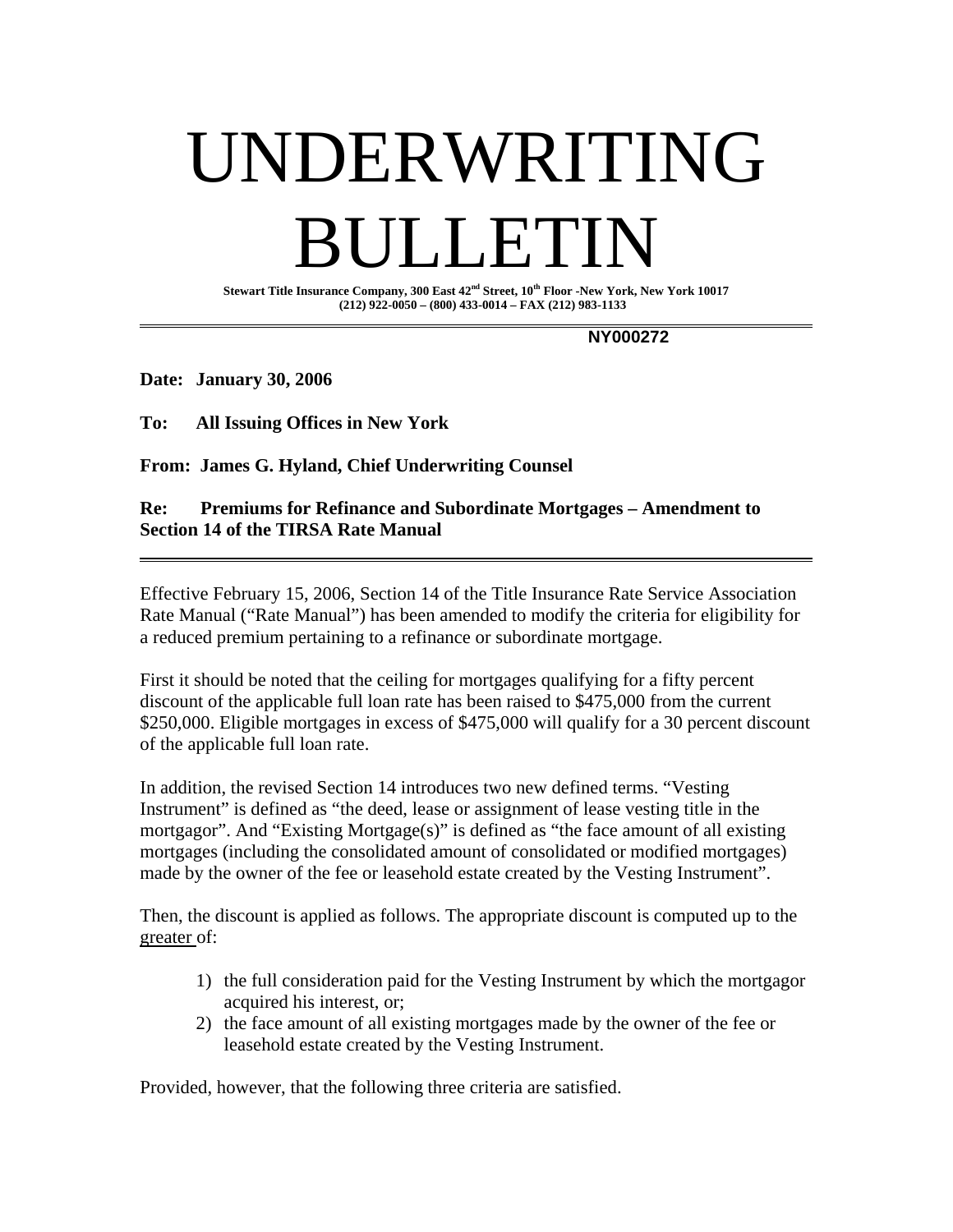# UNDERWRITING BULLETIN

**Stewart Title Insurance Company, 300 East 42nd Street, 10th Floor -New York, New York 10017**
**(212) 922-0050 – (800) 433-0014 – FAX (212) 983-1133**

**NY000272**

**Date: January 30, 2006**

**To: All Issuing Offices in New York**

**From: James G. Hyland, Chief Underwriting Counsel**

**Re: Premiums for Refinance and Subordinate Mortgages – Amendment to Section 14 of the TIRSA Rate Manual**

---

Effective February 15, 2006, Section 14 of the Title Insurance Rate Service Association Rate Manual ("Rate Manual") has been amended to modify the criteria for eligibility for a reduced premium pertaining to a refinance or subordinate mortgage.

First it should be noted that the ceiling for mortgages qualifying for a fifty percent discount of the applicable full loan rate has been raised to $475,000 from the current $250,000. Eligible mortgages in excess of $475,000 will qualify for a 30 percent discount of the applicable full loan rate.

In addition, the revised Section 14 introduces two new defined terms. "Vesting Instrument" is defined as "the deed, lease or assignment of lease vesting title in the mortgagor". And "Existing Mortgage(s)" is defined as "the face amount of all existing mortgages (including the consolidated amount of consolidated or modified mortgages) made by the owner of the fee or leasehold estate created by the Vesting Instrument".

Then, the discount is applied as follows. The appropriate discount is computed up to the <u>greater</u> of:

1) the full consideration paid for the Vesting Instrument by which the mortgagor acquired his interest, or;
2) the face amount of all existing mortgages made by the owner of the fee or leasehold estate created by the Vesting Instrument.

Provided, however, that the following three criteria are satisfied.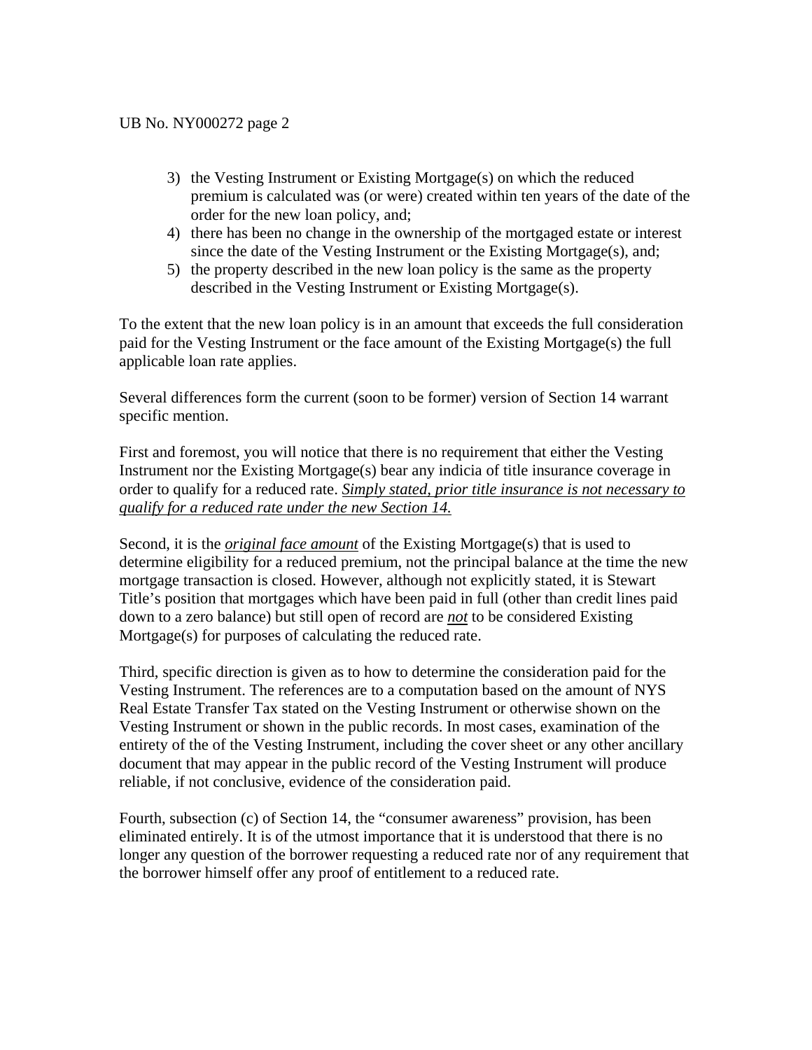3) the Vesting Instrument or Existing Mortgage(s) on which the reduced premium is calculated was (or were) created within ten years of the date of the order for the new loan policy, and;
4) there has been no change in the ownership of the mortgaged estate or interest since the date of the Vesting Instrument or the Existing Mortgage(s), and;
5) the property described in the new loan policy is the same as the property described in the Vesting Instrument or Existing Mortgage(s).

To the extent that the new loan policy is in an amount that exceeds the full consideration paid for the Vesting Instrument or the face amount of the Existing Mortgage(s) the full applicable loan rate applies.

Several differences form the current (soon to be former) version of Section 14 warrant specific mention.

First and foremost, you will notice that there is no requirement that either the Vesting Instrument nor the Existing Mortgage(s) bear any indicia of title insurance coverage in order to qualify for a reduced rate. <u>*Simply stated, prior title insurance is not necessary to qualify for a reduced rate under the new Section 14.*</u>

Second, it is the <u>*original face amount*</u> of the Existing Mortgage(s) that is used to determine eligibility for a reduced premium, not the principal balance at the time the new mortgage transaction is closed. However, although not explicitly stated, it is Stewart Title's position that mortgages which have been paid in full (other than credit lines paid down to a zero balance) but still open of record are <u>***not***</u> to be considered Existing Mortgage(s) for purposes of calculating the reduced rate.

Third, specific direction is given as to how to determine the consideration paid for the Vesting Instrument. The references are to a computation based on the amount of NYS Real Estate Transfer Tax stated on the Vesting Instrument or otherwise shown on the Vesting Instrument or shown in the public records. In most cases, examination of the entirety of the of the Vesting Instrument, including the cover sheet or any other ancillary document that may appear in the public record of the Vesting Instrument will produce reliable, if not conclusive, evidence of the consideration paid.

Fourth, subsection (c) of Section 14, the "consumer awareness" provision, has been eliminated entirely. It is of the utmost importance that it is understood that there is no longer any question of the borrower requesting a reduced rate nor of any requirement that the borrower himself offer any proof of entitlement to a reduced rate.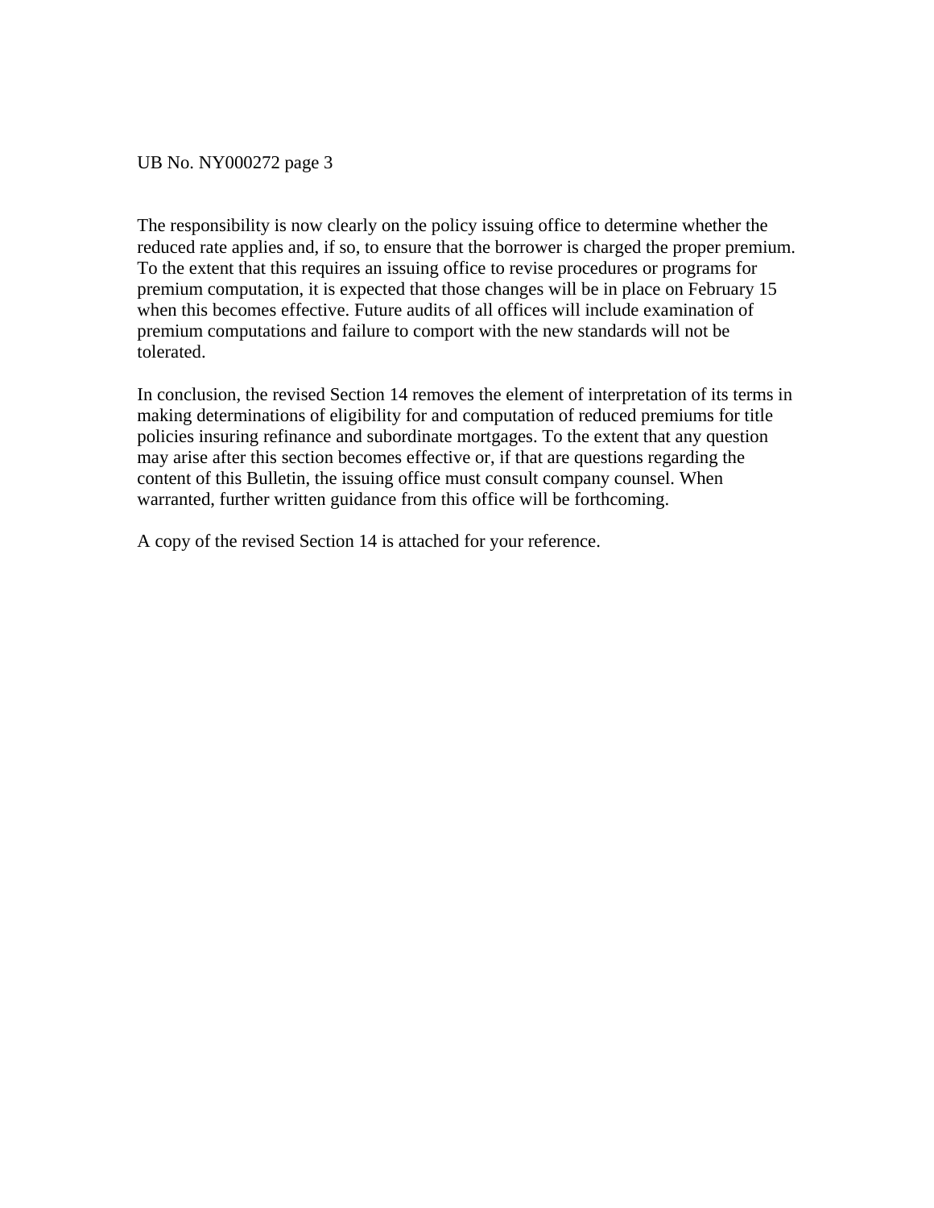The responsibility is now clearly on the policy issuing office to determine whether the reduced rate applies and, if so, to ensure that the borrower is charged the proper premium. To the extent that this requires an issuing office to revise procedures or programs for premium computation, it is expected that those changes will be in place on February 15 when this becomes effective. Future audits of all offices will include examination of premium computations and failure to comport with the new standards will not be tolerated.

In conclusion, the revised Section 14 removes the element of interpretation of its terms in making determinations of eligibility for and computation of reduced premiums for title policies insuring refinance and subordinate mortgages. To the extent that any question may arise after this section becomes effective or, if that are questions regarding the content of this Bulletin, the issuing office must consult company counsel. When warranted, further written guidance from this office will be forthcoming.

A copy of the revised Section 14 is attached for your reference.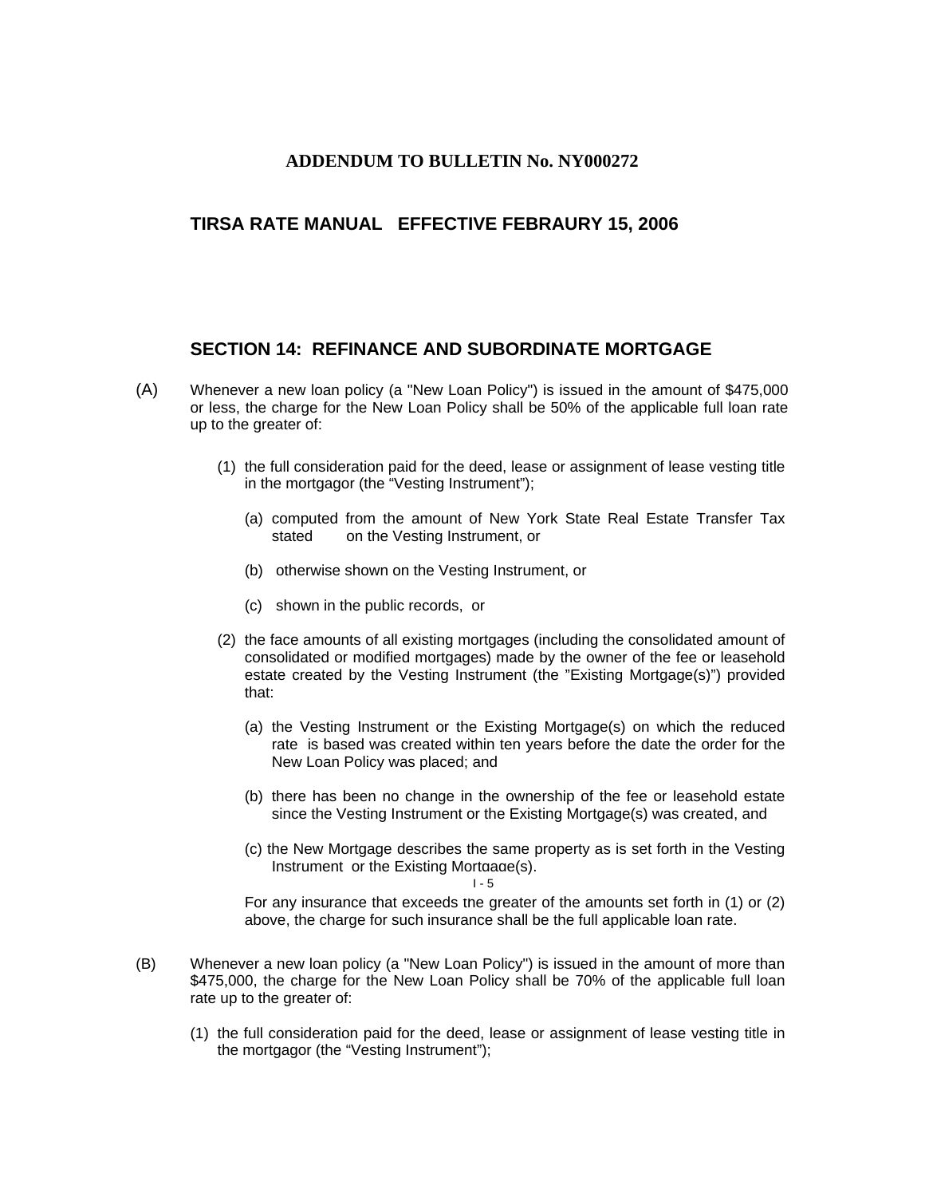**ADDENDUM TO BULLETIN No. NY000272**

## TIRSA RATE MANUAL   EFFECTIVE FEBRAURY 15, 2006

## SECTION 14: REFINANCE AND SUBORDINATE MORTGAGE

(A) Whenever a new loan policy (a "New Loan Policy") is issued in the amount of $475,000 or less, the charge for the New Loan Policy shall be 50% of the applicable full loan rate up to the greater of:

(1) the full consideration paid for the deed, lease or assignment of lease vesting title in the mortgagor (the "Vesting Instrument");

(a) computed from the amount of New York State Real Estate Transfer Tax stated on the Vesting Instrument, or

(b) otherwise shown on the Vesting Instrument, or

(c) shown in the public records, or

(2) the face amounts of all existing mortgages (including the consolidated amount of consolidated or modified mortgages) made by the owner of the fee or leasehold estate created by the Vesting Instrument (the "Existing Mortgage(s)") provided that:

(a) the Vesting Instrument or the Existing Mortgage(s) on which the reduced rate is based was created within ten years before the date the order for the New Loan Policy was placed; and

(b) there has been no change in the ownership of the fee or leasehold estate since the Vesting Instrument or the Existing Mortgage(s) was created, and

(c) the New Mortgage describes the same property as is set forth in the Vesting Instrument or the Existing Mortgage(s).

For any insurance that exceeds the greater of the amounts set forth in (1) or (2) above, the charge for such insurance shall be the full applicable loan rate.

(B) Whenever a new loan policy (a "New Loan Policy") is issued in the amount of more than $475,000, the charge for the New Loan Policy shall be 70% of the applicable full loan rate up to the greater of:

(1) the full consideration paid for the deed, lease or assignment of lease vesting title in the mortgagor (the "Vesting Instrument");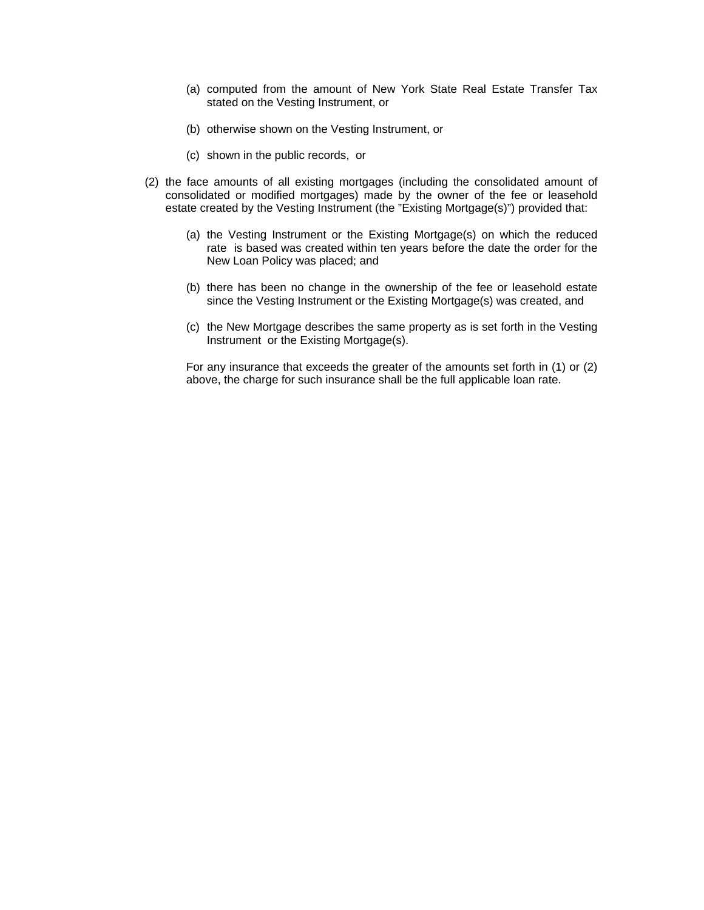(a) computed from the amount of New York State Real Estate Transfer Tax stated on the Vesting Instrument, or

(b) otherwise shown on the Vesting Instrument, or

(c) shown in the public records, or

(2) the face amounts of all existing mortgages (including the consolidated amount of consolidated or modified mortgages) made by the owner of the fee or leasehold estate created by the Vesting Instrument (the "Existing Mortgage(s)") provided that:

(a) the Vesting Instrument or the Existing Mortgage(s) on which the reduced rate is based was created within ten years before the date the order for the New Loan Policy was placed; and

(b) there has been no change in the ownership of the fee or leasehold estate since the Vesting Instrument or the Existing Mortgage(s) was created, and

(c) the New Mortgage describes the same property as is set forth in the Vesting Instrument or the Existing Mortgage(s).

For any insurance that exceeds the greater of the amounts set forth in (1) or (2) above, the charge for such insurance shall be the full applicable loan rate.